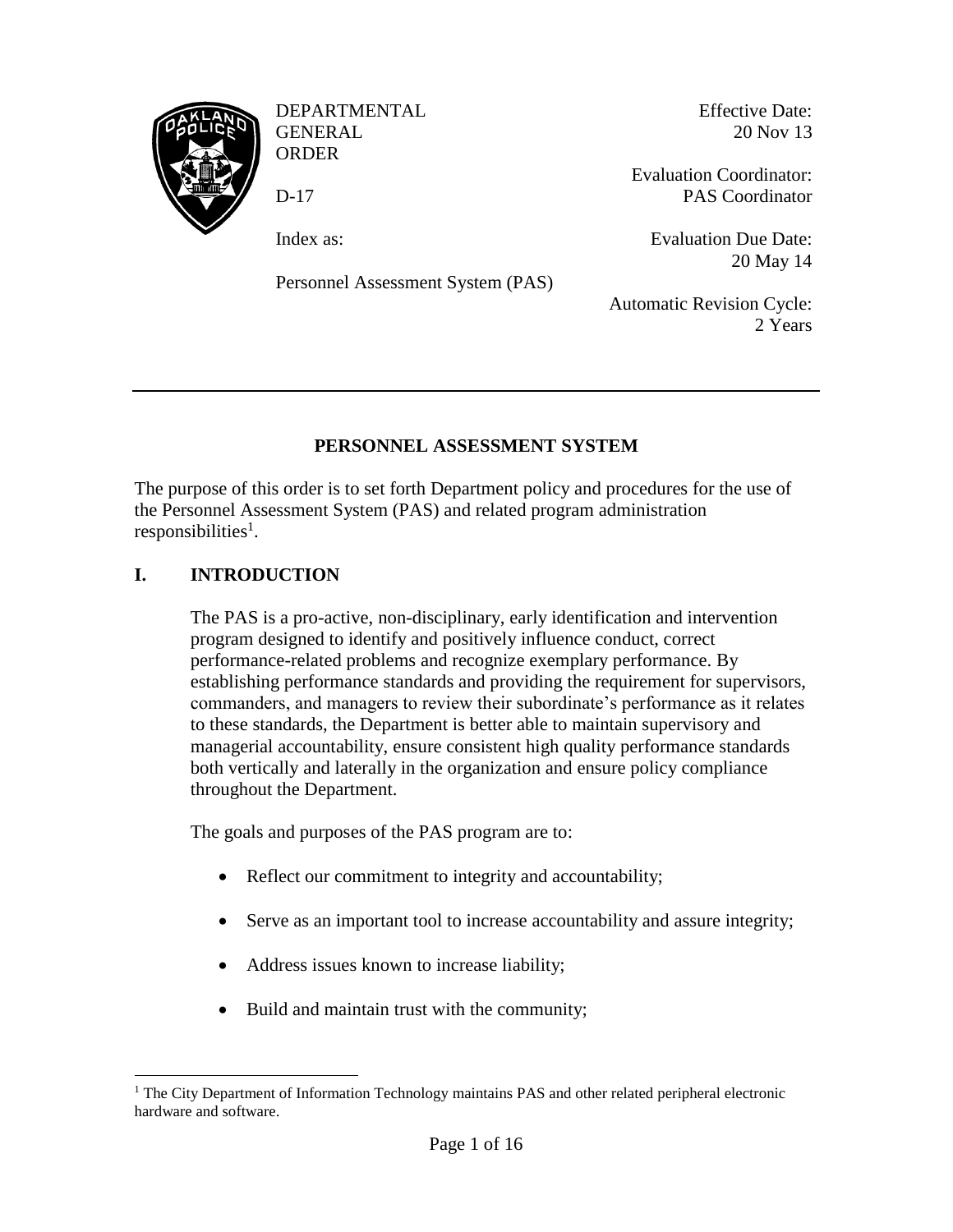DEPARTMENTAL GENERAL ORDER

D-17

Index as:

Personnel Assessment System (PAS)

Effective Date: 20 Nov 13

Evaluation Coordinator: PAS Coordinator

Evaluation Due Date: 20 May 14

Automatic Revision Cycle: 2 Years

---

# PERSONNEL ASSESSMENT SYSTEM

The purpose of this order is to set forth Department policy and procedures for the use of the Personnel Assessment System (PAS) and related program administration responsibilities[1].

## I. INTRODUCTION

The PAS is a pro-active, non-disciplinary, early identification and intervention program designed to identify and positively influence conduct, correct performance-related problems and recognize exemplary performance. By establishing performance standards and providing the requirement for supervisors, commanders, and managers to review their subordinate's performance as it relates to these standards, the Department is better able to maintain supervisory and managerial accountability, ensure consistent high quality performance standards both vertically and laterally in the organization and ensure policy compliance throughout the Department.

The goals and purposes of the PAS program are to:

- Reflect our commitment to integrity and accountability;
- Serve as an important tool to increase accountability and assure integrity;
- Address issues known to increase liability;
- Build and maintain trust with the community;

[1] The City Department of Information Technology maintains PAS and other related peripheral electronic hardware and software.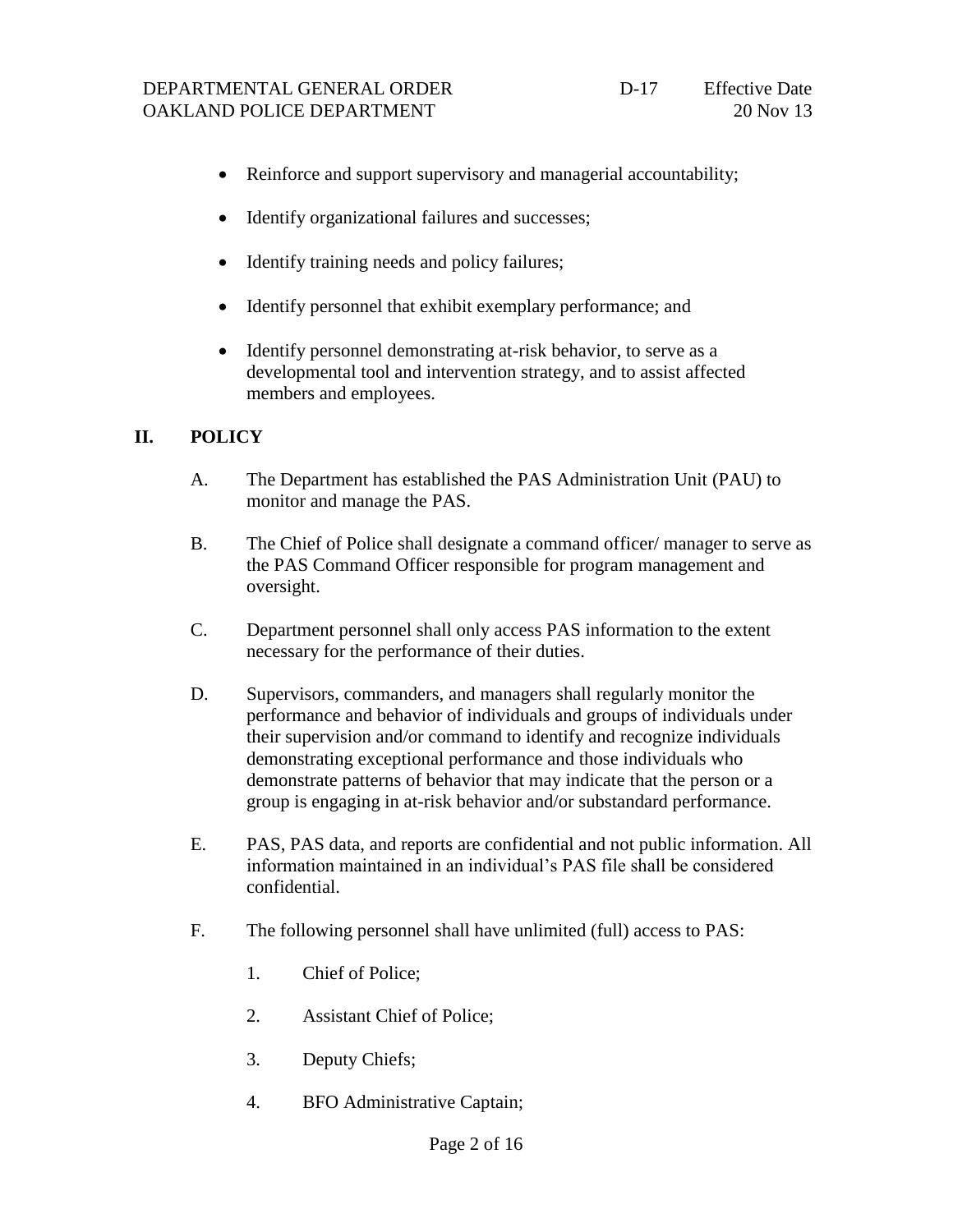- Reinforce and support supervisory and managerial accountability;
- Identify organizational failures and successes;
- Identify training needs and policy failures;
- Identify personnel that exhibit exemplary performance; and
- Identify personnel demonstrating at-risk behavior, to serve as a developmental tool and intervention strategy, and to assist affected members and employees.

## II. POLICY

A. The Department has established the PAS Administration Unit (PAU) to monitor and manage the PAS.

B. The Chief of Police shall designate a command officer/ manager to serve as the PAS Command Officer responsible for program management and oversight.

C. Department personnel shall only access PAS information to the extent necessary for the performance of their duties.

D. Supervisors, commanders, and managers shall regularly monitor the performance and behavior of individuals and groups of individuals under their supervision and/or command to identify and recognize individuals demonstrating exceptional performance and those individuals who demonstrate patterns of behavior that may indicate that the person or a group is engaging in at-risk behavior and/or substandard performance.

E. PAS, PAS data, and reports are confidential and not public information. All information maintained in an individual's PAS file shall be considered confidential.

F. The following personnel shall have unlimited (full) access to PAS:

1. Chief of Police;
2. Assistant Chief of Police;
3. Deputy Chiefs;
4. BFO Administrative Captain;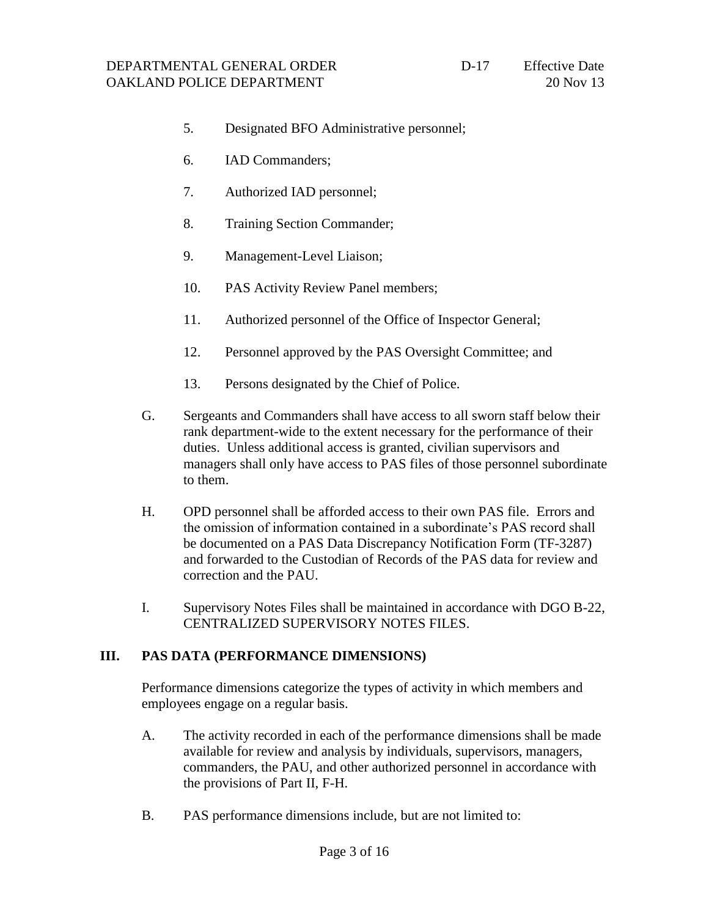5. Designated BFO Administrative personnel;

6. IAD Commanders;

7. Authorized IAD personnel;

8. Training Section Commander;

9. Management-Level Liaison;

10. PAS Activity Review Panel members;

11. Authorized personnel of the Office of Inspector General;

12. Personnel approved by the PAS Oversight Committee; and

13. Persons designated by the Chief of Police.

G. Sergeants and Commanders shall have access to all sworn staff below their rank department-wide to the extent necessary for the performance of their duties. Unless additional access is granted, civilian supervisors and managers shall only have access to PAS files of those personnel subordinate to them.

H. OPD personnel shall be afforded access to their own PAS file. Errors and the omission of information contained in a subordinate's PAS record shall be documented on a PAS Data Discrepancy Notification Form (TF-3287) and forwarded to the Custodian of Records of the PAS data for review and correction and the PAU.

I. Supervisory Notes Files shall be maintained in accordance with DGO B-22, CENTRALIZED SUPERVISORY NOTES FILES.

## III. PAS DATA (PERFORMANCE DIMENSIONS)

Performance dimensions categorize the types of activity in which members and employees engage on a regular basis.

A. The activity recorded in each of the performance dimensions shall be made available for review and analysis by individuals, supervisors, managers, commanders, the PAU, and other authorized personnel in accordance with the provisions of Part II, F-H.

B. PAS performance dimensions include, but are not limited to: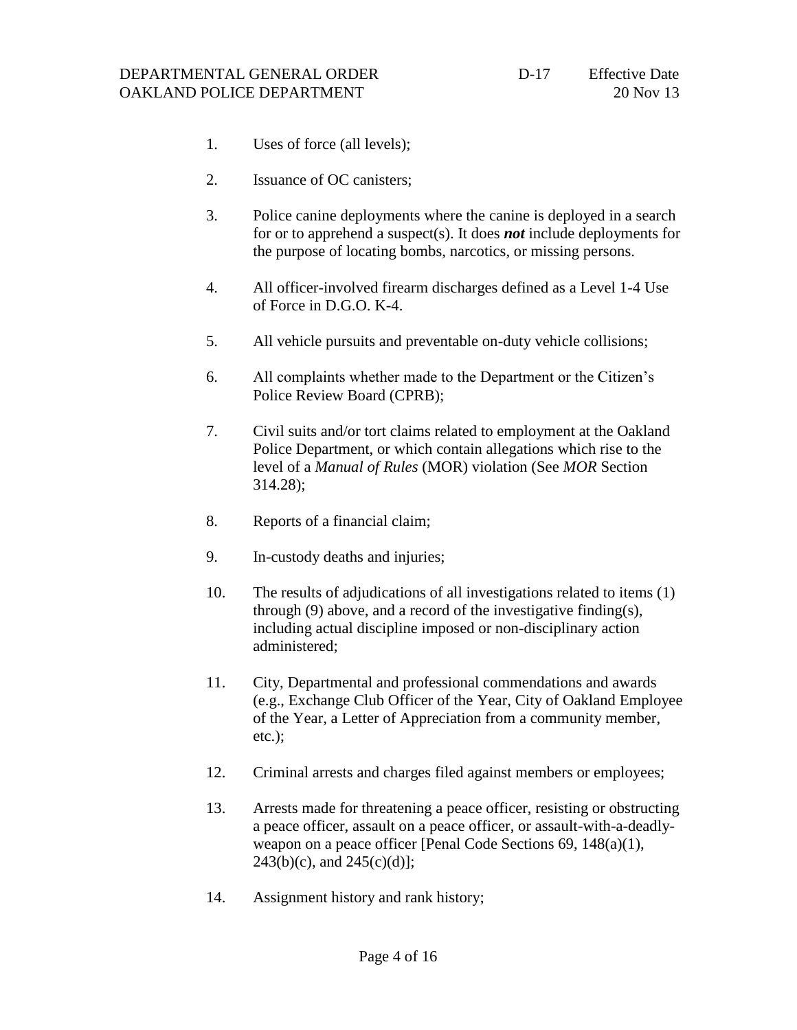1. Uses of force (all levels);

2. Issuance of OC canisters;

3. Police canine deployments where the canine is deployed in a search for or to apprehend a suspect(s). It does ***not*** include deployments for the purpose of locating bombs, narcotics, or missing persons.

4. All officer-involved firearm discharges defined as a Level 1-4 Use of Force in D.G.O. K-4.

5. All vehicle pursuits and preventable on-duty vehicle collisions;

6. All complaints whether made to the Department or the Citizen's Police Review Board (CPRB);

7. Civil suits and/or tort claims related to employment at the Oakland Police Department, or which contain allegations which rise to the level of a *Manual of Rules* (MOR) violation (See *MOR* Section 314.28);

8. Reports of a financial claim;

9. In-custody deaths and injuries;

10. The results of adjudications of all investigations related to items (1) through (9) above, and a record of the investigative finding(s), including actual discipline imposed or non-disciplinary action administered;

11. City, Departmental and professional commendations and awards (e.g., Exchange Club Officer of the Year, City of Oakland Employee of the Year, a Letter of Appreciation from a community member, etc.);

12. Criminal arrests and charges filed against members or employees;

13. Arrests made for threatening a peace officer, resisting or obstructing a peace officer, assault on a peace officer, or assault-with-a-deadly-weapon on a peace officer [Penal Code Sections 69, 148(a)(1), 243(b)(c), and 245(c)(d)];

14. Assignment history and rank history;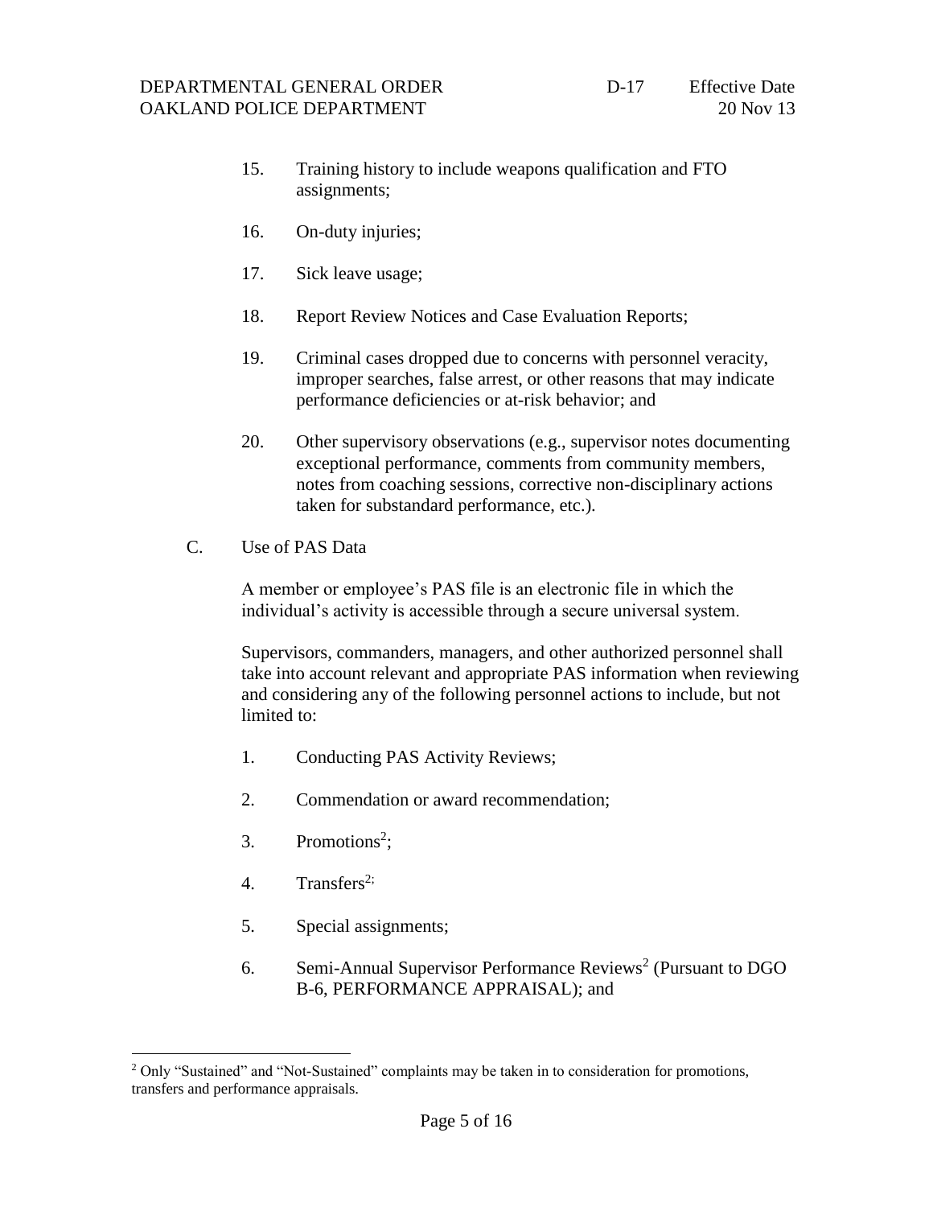15. Training history to include weapons qualification and FTO assignments;

16. On-duty injuries;

17. Sick leave usage;

18. Report Review Notices and Case Evaluation Reports;

19. Criminal cases dropped due to concerns with personnel veracity, improper searches, false arrest, or other reasons that may indicate performance deficiencies or at-risk behavior; and

20. Other supervisory observations (e.g., supervisor notes documenting exceptional performance, comments from community members, notes from coaching sessions, corrective non-disciplinary actions taken for substandard performance, etc.).

C. Use of PAS Data

A member or employee's PAS file is an electronic file in which the individual's activity is accessible through a secure universal system.

Supervisors, commanders, managers, and other authorized personnel shall take into account relevant and appropriate PAS information when reviewing and considering any of the following personnel actions to include, but not limited to:

1. Conducting PAS Activity Reviews;

2. Commendation or award recommendation;

3. Promotions[2];

4. Transfers[2];

5. Special assignments;

6. Semi-Annual Supervisor Performance Reviews[2] (Pursuant to DGO B-6, PERFORMANCE APPRAISAL); and

---

[2] Only "Sustained" and "Not-Sustained" complaints may be taken in to consideration for promotions, transfers and performance appraisals.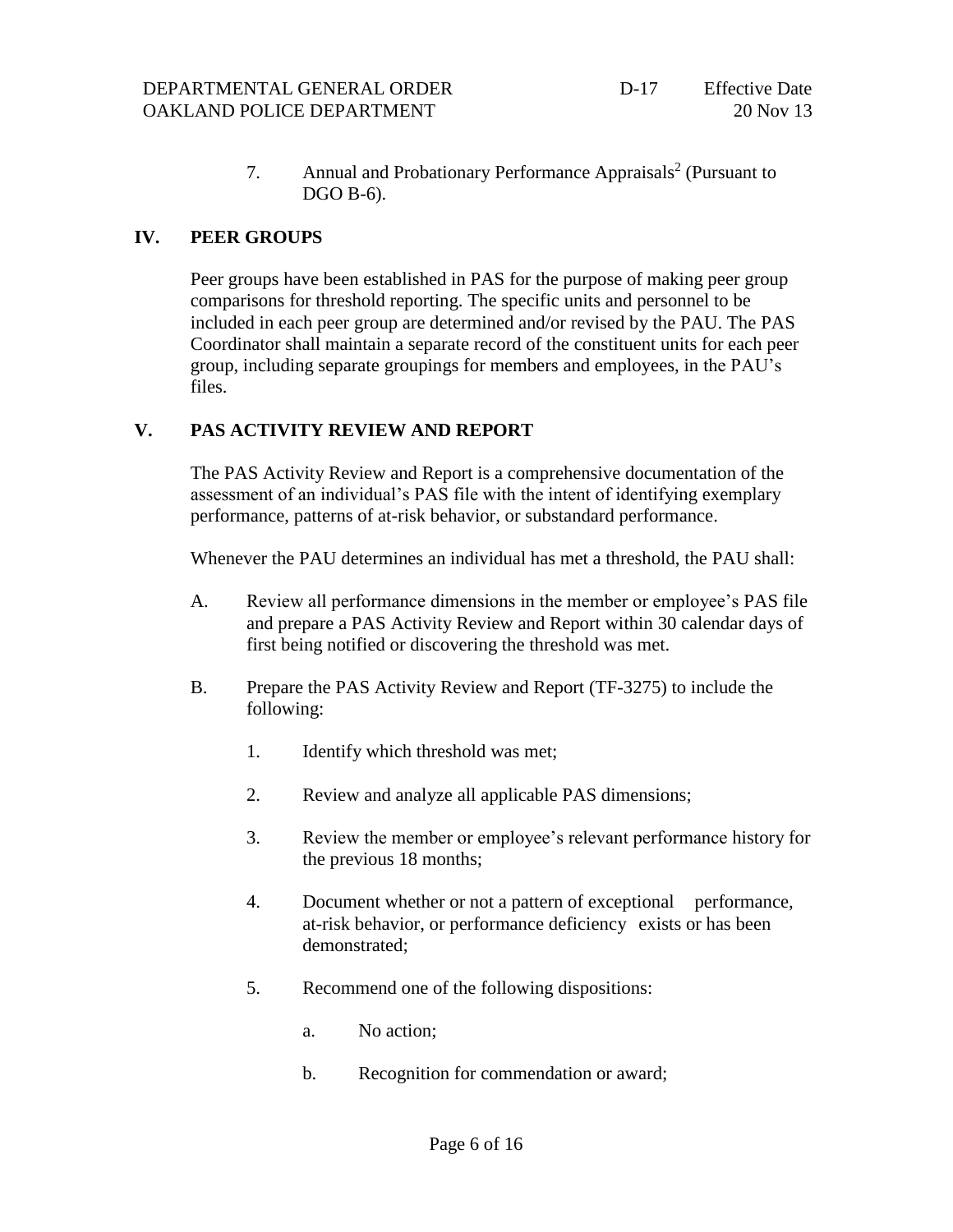7. Annual and Probationary Performance Appraisals[2] (Pursuant to DGO B-6).

## IV. PEER GROUPS

Peer groups have been established in PAS for the purpose of making peer group comparisons for threshold reporting. The specific units and personnel to be included in each peer group are determined and/or revised by the PAU. The PAS Coordinator shall maintain a separate record of the constituent units for each peer group, including separate groupings for members and employees, in the PAU's files.

## V. PAS ACTIVITY REVIEW AND REPORT

The PAS Activity Review and Report is a comprehensive documentation of the assessment of an individual's PAS file with the intent of identifying exemplary performance, patterns of at-risk behavior, or substandard performance.

Whenever the PAU determines an individual has met a threshold, the PAU shall:

A. Review all performance dimensions in the member or employee's PAS file and prepare a PAS Activity Review and Report within 30 calendar days of first being notified or discovering the threshold was met.

B. Prepare the PAS Activity Review and Report (TF-3275) to include the following:

   1. Identify which threshold was met;

   2. Review and analyze all applicable PAS dimensions;

   3. Review the member or employee's relevant performance history for the previous 18 months;

   4. Document whether or not a pattern of exceptional performance, at-risk behavior, or performance deficiency exists or has been demonstrated;

   5. Recommend one of the following dispositions:

      a. No action;

      b. Recognition for commendation or award;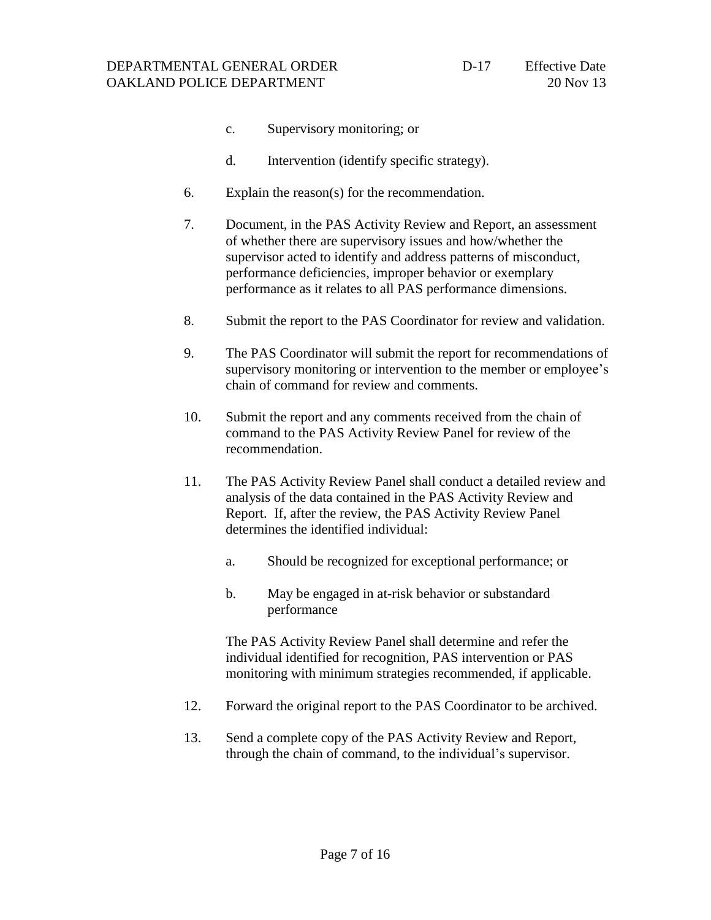c. Supervisory monitoring; or

    d. Intervention (identify specific strategy).

6. Explain the reason(s) for the recommendation.

7. Document, in the PAS Activity Review and Report, an assessment of whether there are supervisory issues and how/whether the supervisor acted to identify and address patterns of misconduct, performance deficiencies, improper behavior or exemplary performance as it relates to all PAS performance dimensions.

8. Submit the report to the PAS Coordinator for review and validation.

9. The PAS Coordinator will submit the report for recommendations of supervisory monitoring or intervention to the member or employee's chain of command for review and comments.

10. Submit the report and any comments received from the chain of command to the PAS Activity Review Panel for review of the recommendation.

11. The PAS Activity Review Panel shall conduct a detailed review and analysis of the data contained in the PAS Activity Review and Report. If, after the review, the PAS Activity Review Panel determines the identified individual:

    a. Should be recognized for exceptional performance; or

    b. May be engaged in at-risk behavior or substandard performance

    The PAS Activity Review Panel shall determine and refer the individual identified for recognition, PAS intervention or PAS monitoring with minimum strategies recommended, if applicable.

12. Forward the original report to the PAS Coordinator to be archived.

13. Send a complete copy of the PAS Activity Review and Report, through the chain of command, to the individual's supervisor.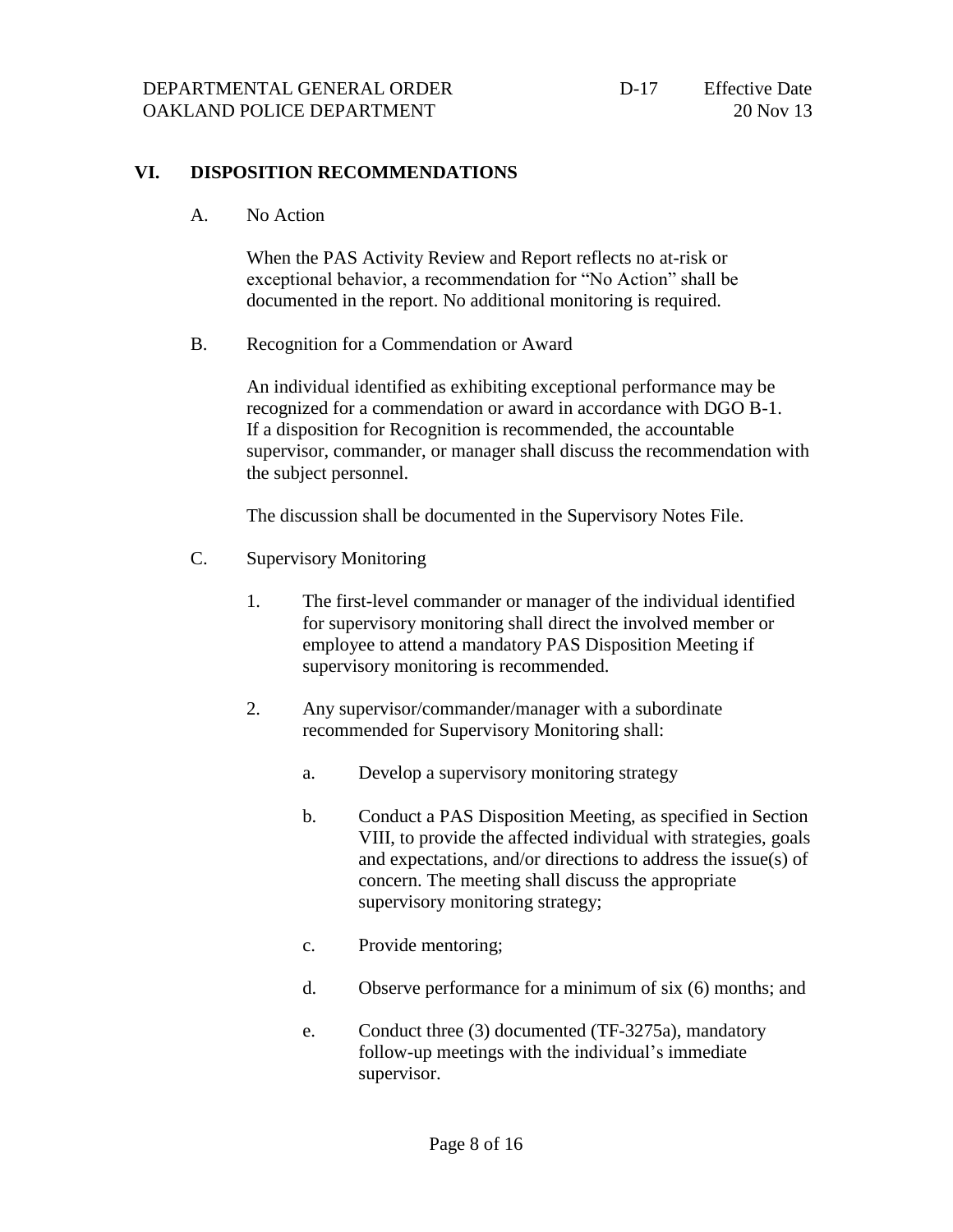## VI. DISPOSITION RECOMMENDATIONS

A. No Action

When the PAS Activity Review and Report reflects no at-risk or exceptional behavior, a recommendation for "No Action" shall be documented in the report. No additional monitoring is required.

B. Recognition for a Commendation or Award

An individual identified as exhibiting exceptional performance may be recognized for a commendation or award in accordance with DGO B-1. If a disposition for Recognition is recommended, the accountable supervisor, commander, or manager shall discuss the recommendation with the subject personnel.

The discussion shall be documented in the Supervisory Notes File.

C. Supervisory Monitoring

1. The first-level commander or manager of the individual identified for supervisory monitoring shall direct the involved member or employee to attend a mandatory PAS Disposition Meeting if supervisory monitoring is recommended.

2. Any supervisor/commander/manager with a subordinate recommended for Supervisory Monitoring shall:

   a. Develop a supervisory monitoring strategy

   b. Conduct a PAS Disposition Meeting, as specified in Section VIII, to provide the affected individual with strategies, goals and expectations, and/or directions to address the issue(s) of concern. The meeting shall discuss the appropriate supervisory monitoring strategy;

   c. Provide mentoring;

   d. Observe performance for a minimum of six (6) months; and

   e. Conduct three (3) documented (TF-3275a), mandatory follow-up meetings with the individual's immediate supervisor.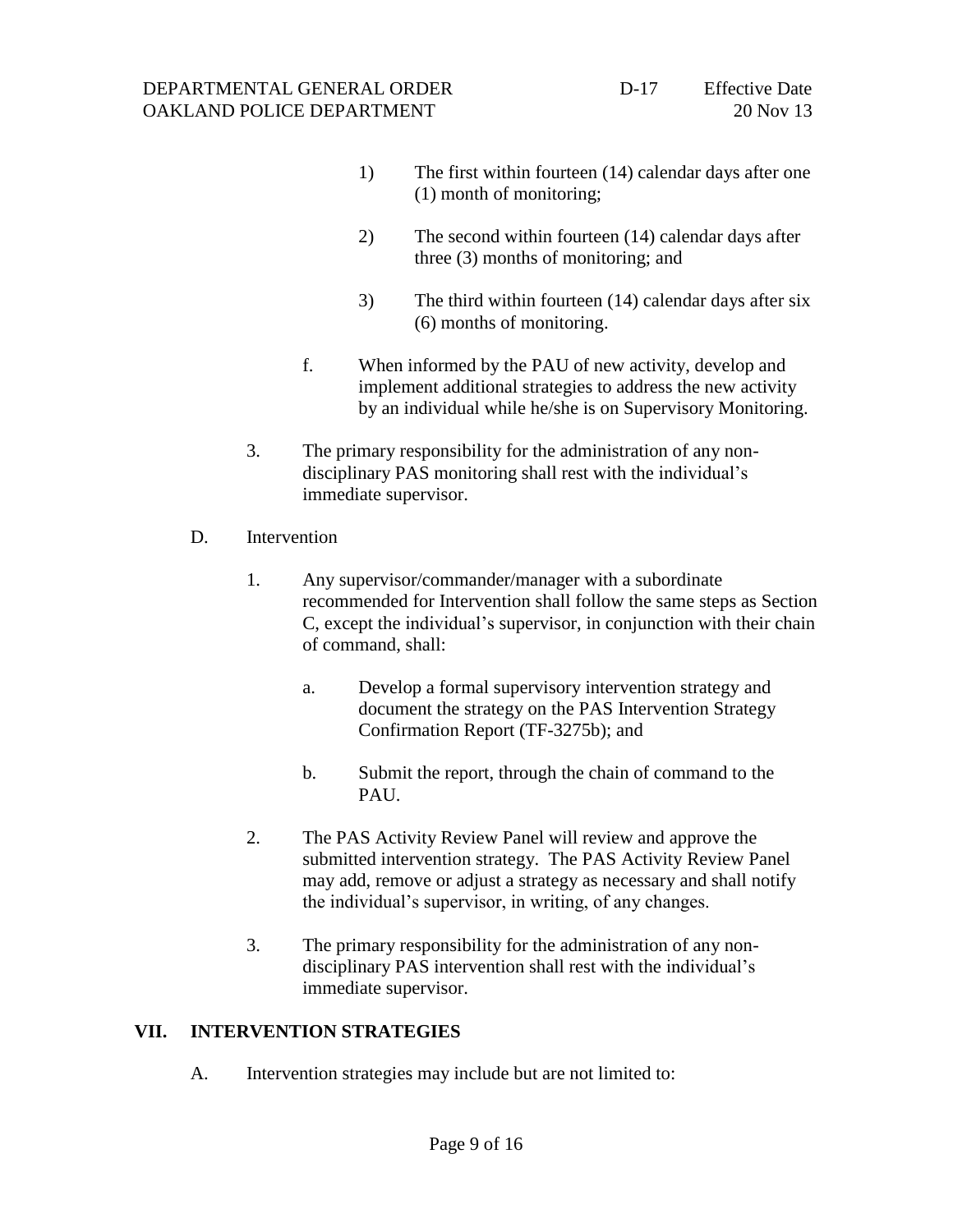1) The first within fourteen (14) calendar days after one (1) month of monitoring;

2) The second within fourteen (14) calendar days after three (3) months of monitoring; and

3) The third within fourteen (14) calendar days after six (6) months of monitoring.

f. When informed by the PAU of new activity, develop and implement additional strategies to address the new activity by an individual while he/she is on Supervisory Monitoring.

3. The primary responsibility for the administration of any non-disciplinary PAS monitoring shall rest with the individual's immediate supervisor.

D. Intervention

1. Any supervisor/commander/manager with a subordinate recommended for Intervention shall follow the same steps as Section C, except the individual's supervisor, in conjunction with their chain of command, shall:

   a. Develop a formal supervisory intervention strategy and document the strategy on the PAS Intervention Strategy Confirmation Report (TF-3275b); and

   b. Submit the report, through the chain of command to the PAU.

2. The PAS Activity Review Panel will review and approve the submitted intervention strategy. The PAS Activity Review Panel may add, remove or adjust a strategy as necessary and shall notify the individual's supervisor, in writing, of any changes.

3. The primary responsibility for the administration of any non-disciplinary PAS intervention shall rest with the individual's immediate supervisor.

## VII. INTERVENTION STRATEGIES

A. Intervention strategies may include but are not limited to: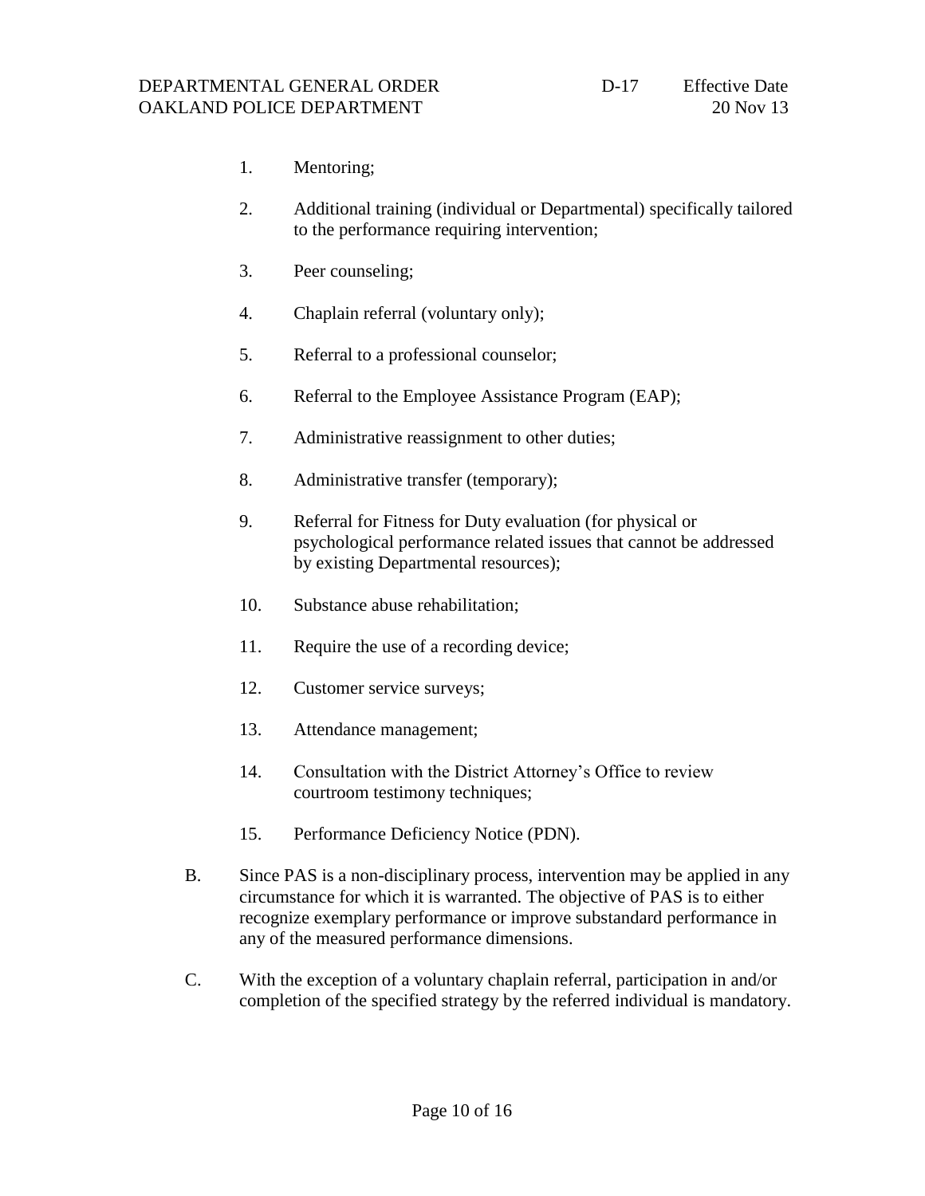1. Mentoring;

2. Additional training (individual or Departmental) specifically tailored to the performance requiring intervention;

3. Peer counseling;

4. Chaplain referral (voluntary only);

5. Referral to a professional counselor;

6. Referral to the Employee Assistance Program (EAP);

7. Administrative reassignment to other duties;

8. Administrative transfer (temporary);

9. Referral for Fitness for Duty evaluation (for physical or psychological performance related issues that cannot be addressed by existing Departmental resources);

10. Substance abuse rehabilitation;

11. Require the use of a recording device;

12. Customer service surveys;

13. Attendance management;

14. Consultation with the District Attorney's Office to review courtroom testimony techniques;

15. Performance Deficiency Notice (PDN).

B. Since PAS is a non-disciplinary process, intervention may be applied in any circumstance for which it is warranted. The objective of PAS is to either recognize exemplary performance or improve substandard performance in any of the measured performance dimensions.

C. With the exception of a voluntary chaplain referral, participation in and/or completion of the specified strategy by the referred individual is mandatory.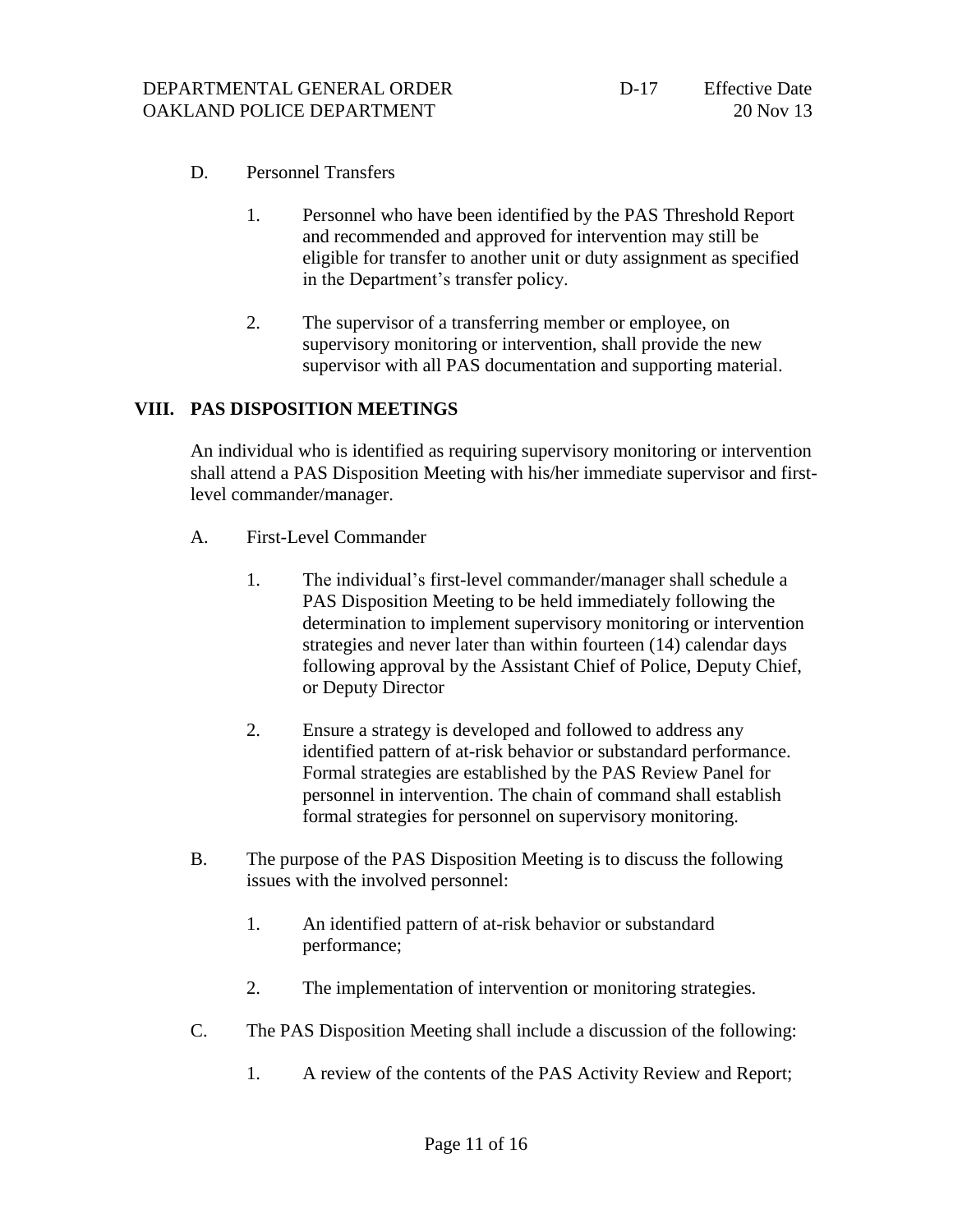D. Personnel Transfers

1. Personnel who have been identified by the PAS Threshold Report and recommended and approved for intervention may still be eligible for transfer to another unit or duty assignment as specified in the Department's transfer policy.

2. The supervisor of a transferring member or employee, on supervisory monitoring or intervention, shall provide the new supervisor with all PAS documentation and supporting material.

## VIII. PAS DISPOSITION MEETINGS

An individual who is identified as requiring supervisory monitoring or intervention shall attend a PAS Disposition Meeting with his/her immediate supervisor and first-level commander/manager.

A. First-Level Commander

1. The individual's first-level commander/manager shall schedule a PAS Disposition Meeting to be held immediately following the determination to implement supervisory monitoring or intervention strategies and never later than within fourteen (14) calendar days following approval by the Assistant Chief of Police, Deputy Chief, or Deputy Director

2. Ensure a strategy is developed and followed to address any identified pattern of at-risk behavior or substandard performance. Formal strategies are established by the PAS Review Panel for personnel in intervention. The chain of command shall establish formal strategies for personnel on supervisory monitoring.

B. The purpose of the PAS Disposition Meeting is to discuss the following issues with the involved personnel:

1. An identified pattern of at-risk behavior or substandard performance;

2. The implementation of intervention or monitoring strategies.

C. The PAS Disposition Meeting shall include a discussion of the following:

1. A review of the contents of the PAS Activity Review and Report;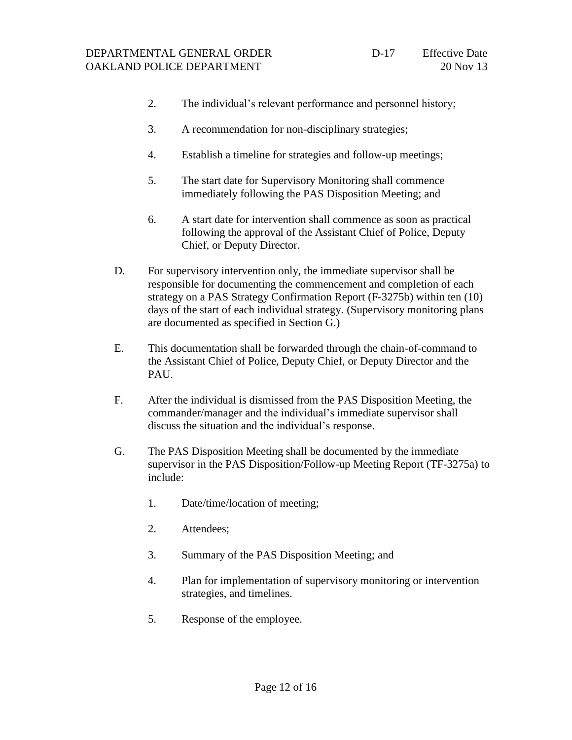2. The individual's relevant performance and personnel history;

3. A recommendation for non-disciplinary strategies;

4. Establish a timeline for strategies and follow-up meetings;

5. The start date for Supervisory Monitoring shall commence immediately following the PAS Disposition Meeting; and

6. A start date for intervention shall commence as soon as practical following the approval of the Assistant Chief of Police, Deputy Chief, or Deputy Director.

D. For supervisory intervention only, the immediate supervisor shall be responsible for documenting the commencement and completion of each strategy on a PAS Strategy Confirmation Report (F-3275b) within ten (10) days of the start of each individual strategy. (Supervisory monitoring plans are documented as specified in Section G.)

E. This documentation shall be forwarded through the chain-of-command to the Assistant Chief of Police, Deputy Chief, or Deputy Director and the PAU.

F. After the individual is dismissed from the PAS Disposition Meeting, the commander/manager and the individual's immediate supervisor shall discuss the situation and the individual's response.

G. The PAS Disposition Meeting shall be documented by the immediate supervisor in the PAS Disposition/Follow-up Meeting Report (TF-3275a) to include:

1. Date/time/location of meeting;

2. Attendees;

3. Summary of the PAS Disposition Meeting; and

4. Plan for implementation of supervisory monitoring or intervention strategies, and timelines.

5. Response of the employee.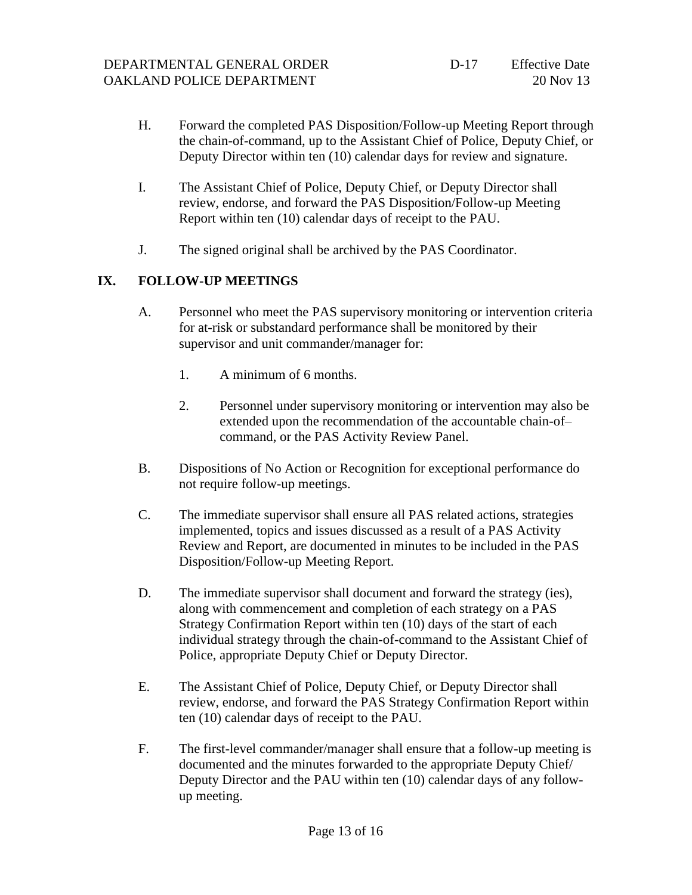H. Forward the completed PAS Disposition/Follow-up Meeting Report through the chain-of-command, up to the Assistant Chief of Police, Deputy Chief, or Deputy Director within ten (10) calendar days for review and signature.

I. The Assistant Chief of Police, Deputy Chief, or Deputy Director shall review, endorse, and forward the PAS Disposition/Follow-up Meeting Report within ten (10) calendar days of receipt to the PAU.

J. The signed original shall be archived by the PAS Coordinator.

## IX. FOLLOW-UP MEETINGS

A. Personnel who meet the PAS supervisory monitoring or intervention criteria for at-risk or substandard performance shall be monitored by their supervisor and unit commander/manager for:

1. A minimum of 6 months.

2. Personnel under supervisory monitoring or intervention may also be extended upon the recommendation of the accountable chain-of–command, or the PAS Activity Review Panel.

B. Dispositions of No Action or Recognition for exceptional performance do not require follow-up meetings.

C. The immediate supervisor shall ensure all PAS related actions, strategies implemented, topics and issues discussed as a result of a PAS Activity Review and Report, are documented in minutes to be included in the PAS Disposition/Follow-up Meeting Report.

D. The immediate supervisor shall document and forward the strategy (ies), along with commencement and completion of each strategy on a PAS Strategy Confirmation Report within ten (10) days of the start of each individual strategy through the chain-of-command to the Assistant Chief of Police, appropriate Deputy Chief or Deputy Director.

E. The Assistant Chief of Police, Deputy Chief, or Deputy Director shall review, endorse, and forward the PAS Strategy Confirmation Report within ten (10) calendar days of receipt to the PAU.

F. The first-level commander/manager shall ensure that a follow-up meeting is documented and the minutes forwarded to the appropriate Deputy Chief/ Deputy Director and the PAU within ten (10) calendar days of any follow-up meeting.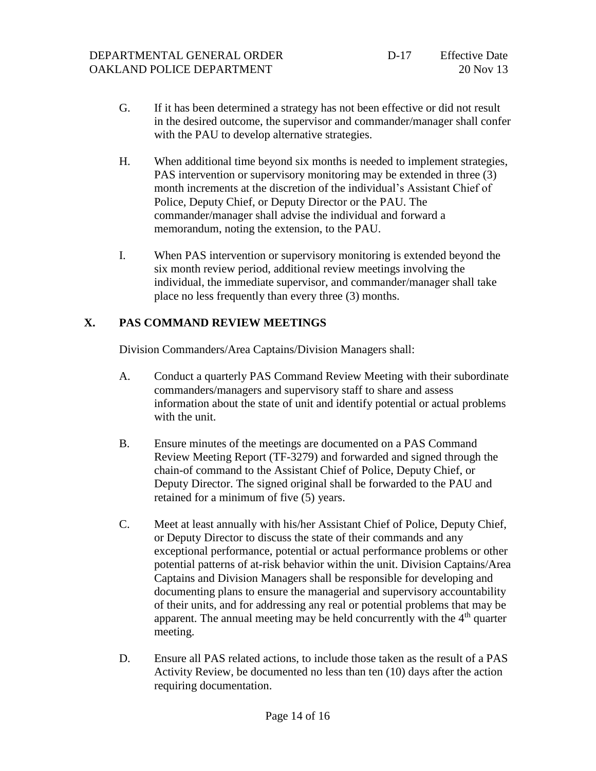G. If it has been determined a strategy has not been effective or did not result in the desired outcome, the supervisor and commander/manager shall confer with the PAU to develop alternative strategies.

H. When additional time beyond six months is needed to implement strategies, PAS intervention or supervisory monitoring may be extended in three (3) month increments at the discretion of the individual's Assistant Chief of Police, Deputy Chief, or Deputy Director or the PAU. The commander/manager shall advise the individual and forward a memorandum, noting the extension, to the PAU.

I. When PAS intervention or supervisory monitoring is extended beyond the six month review period, additional review meetings involving the individual, the immediate supervisor, and commander/manager shall take place no less frequently than every three (3) months.

## X. PAS COMMAND REVIEW MEETINGS

Division Commanders/Area Captains/Division Managers shall:

A. Conduct a quarterly PAS Command Review Meeting with their subordinate commanders/managers and supervisory staff to share and assess information about the state of unit and identify potential or actual problems with the unit.

B. Ensure minutes of the meetings are documented on a PAS Command Review Meeting Report (TF-3279) and forwarded and signed through the chain-of command to the Assistant Chief of Police, Deputy Chief, or Deputy Director. The signed original shall be forwarded to the PAU and retained for a minimum of five (5) years.

C. Meet at least annually with his/her Assistant Chief of Police, Deputy Chief, or Deputy Director to discuss the state of their commands and any exceptional performance, potential or actual performance problems or other potential patterns of at-risk behavior within the unit. Division Captains/Area Captains and Division Managers shall be responsible for developing and documenting plans to ensure the managerial and supervisory accountability of their units, and for addressing any real or potential problems that may be apparent. The annual meeting may be held concurrently with the 4th quarter meeting.

D. Ensure all PAS related actions, to include those taken as the result of a PAS Activity Review, be documented no less than ten (10) days after the action requiring documentation.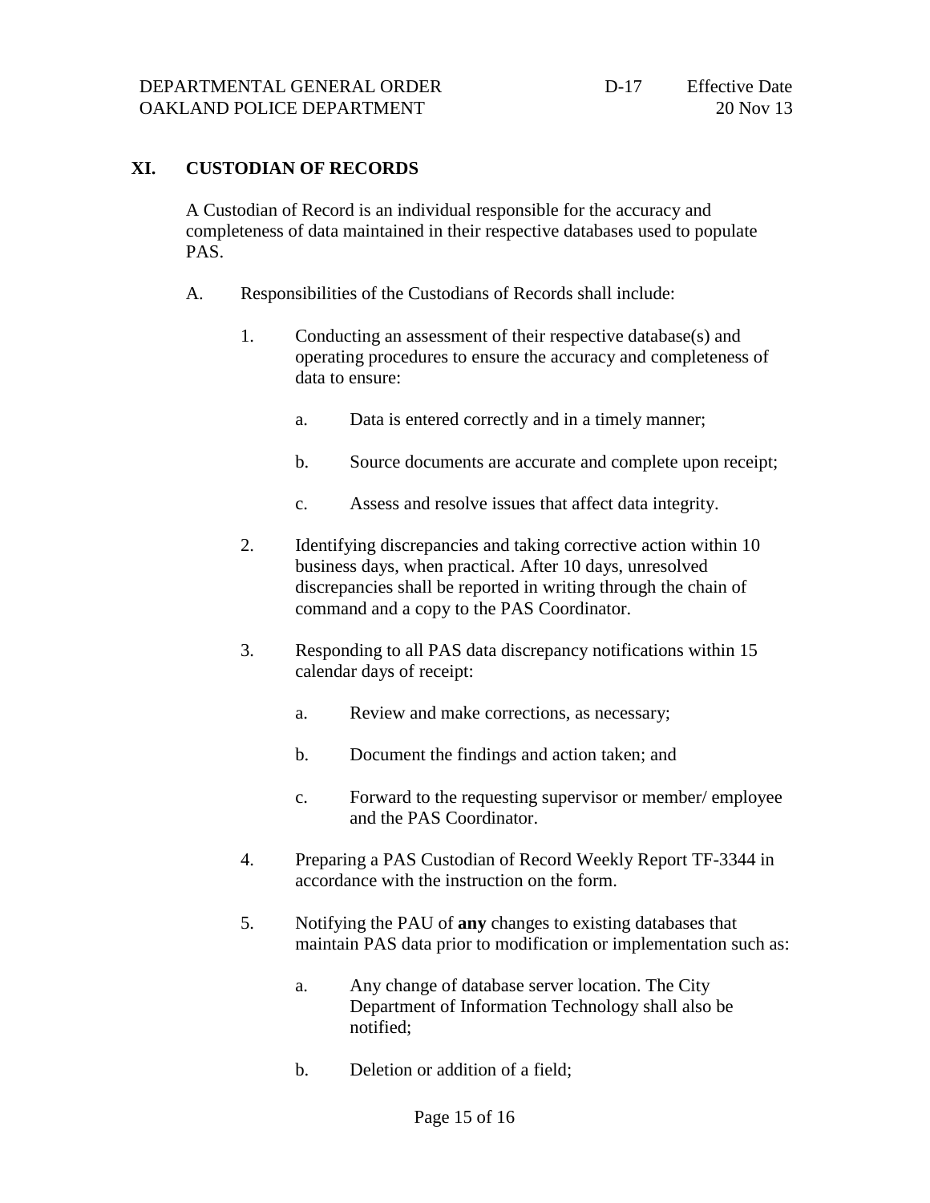## XI. CUSTODIAN OF RECORDS

A Custodian of Record is an individual responsible for the accuracy and completeness of data maintained in their respective databases used to populate PAS.

A. Responsibilities of the Custodians of Records shall include:

1. Conducting an assessment of their respective database(s) and operating procedures to ensure the accuracy and completeness of data to ensure:

   a. Data is entered correctly and in a timely manner;

   b. Source documents are accurate and complete upon receipt;

   c. Assess and resolve issues that affect data integrity.

2. Identifying discrepancies and taking corrective action within 10 business days, when practical. After 10 days, unresolved discrepancies shall be reported in writing through the chain of command and a copy to the PAS Coordinator.

3. Responding to all PAS data discrepancy notifications within 15 calendar days of receipt:

   a. Review and make corrections, as necessary;

   b. Document the findings and action taken; and

   c. Forward to the requesting supervisor or member/ employee and the PAS Coordinator.

4. Preparing a PAS Custodian of Record Weekly Report TF-3344 in accordance with the instruction on the form.

5. Notifying the PAU of **any** changes to existing databases that maintain PAS data prior to modification or implementation such as:

   a. Any change of database server location. The City Department of Information Technology shall also be notified;

   b. Deletion or addition of a field;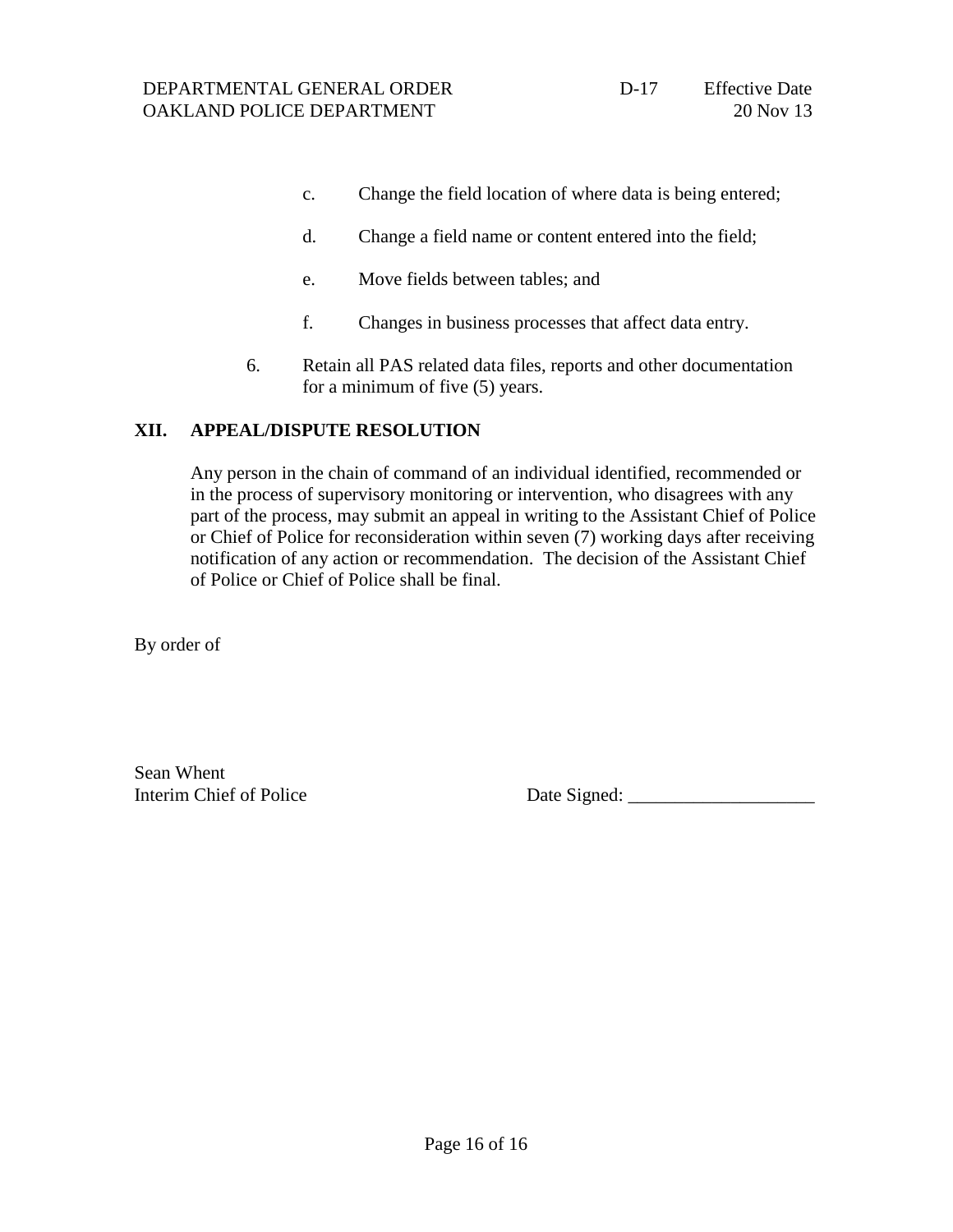c. Change the field location of where data is being entered;

   d. Change a field name or content entered into the field;

   e. Move fields between tables; and

   f. Changes in business processes that affect data entry.

6. Retain all PAS related data files, reports and other documentation for a minimum of five (5) years.

## XII. APPEAL/DISPUTE RESOLUTION

Any person in the chain of command of an individual identified, recommended or in the process of supervisory monitoring or intervention, who disagrees with any part of the process, may submit an appeal in writing to the Assistant Chief of Police or Chief of Police for reconsideration within seven (7) working days after receiving notification of any action or recommendation. The decision of the Assistant Chief of Police or Chief of Police shall be final.

By order of

Sean Whent
Interim Chief of Police

Date Signed: ____________________